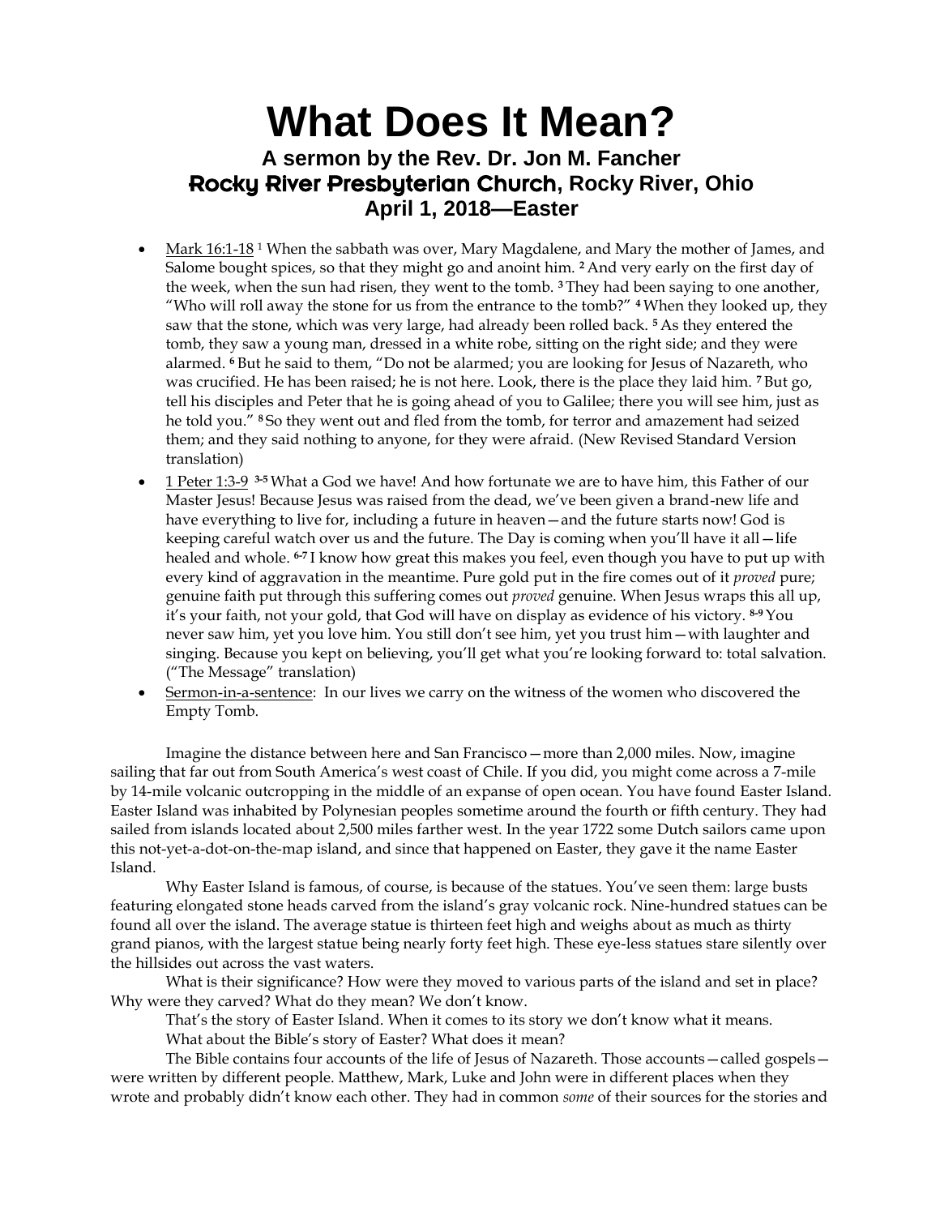# What Does It Mean?

### A sermon by the Rev. Dr. Jon M. Fancher
### Rocky River Presbyterian Church, Rocky River, Ohio
### April 1, 2018—Easter

- Mark 16:1-18 [1] When the sabbath was over, Mary Magdalene, and Mary the mother of James, and Salome bought spices, so that they might go and anoint him. **2** And very early on the first day of the week, when the sun had risen, they went to the tomb. **3** They had been saying to one another, "Who will roll away the stone for us from the entrance to the tomb?" **4** When they looked up, they saw that the stone, which was very large, had already been rolled back. **5** As they entered the tomb, they saw a young man, dressed in a white robe, sitting on the right side; and they were alarmed. **6** But he said to them, "Do not be alarmed; you are looking for Jesus of Nazareth, who was crucified. He has been raised; he is not here. Look, there is the place they laid him. **7** But go, tell his disciples and Peter that he is going ahead of you to Galilee; there you will see him, just as he told you." **8** So they went out and fled from the tomb, for terror and amazement had seized them; and they said nothing to anyone, for they were afraid. (New Revised Standard Version translation)
- 1 Peter 1:3-9 **3-5** What a God we have! And how fortunate we are to have him, this Father of our Master Jesus! Because Jesus was raised from the dead, we've been given a brand-new life and have everything to live for, including a future in heaven—and the future starts now! God is keeping careful watch over us and the future. The Day is coming when you'll have it all—life healed and whole. **6-7** I know how great this makes you feel, even though you have to put up with every kind of aggravation in the meantime. Pure gold put in the fire comes out of it *proved* pure; genuine faith put through this suffering comes out *proved* genuine. When Jesus wraps this all up, it's your faith, not your gold, that God will have on display as evidence of his victory. **8-9** You never saw him, yet you love him. You still don't see him, yet you trust him—with laughter and singing. Because you kept on believing, you'll get what you're looking forward to: total salvation. ("The Message" translation)
- Sermon-in-a-sentence: In our lives we carry on the witness of the women who discovered the Empty Tomb.

Imagine the distance between here and San Francisco—more than 2,000 miles. Now, imagine sailing that far out from South America's west coast of Chile. If you did, you might come across a 7-mile by 14-mile volcanic outcropping in the middle of an expanse of open ocean. You have found Easter Island. Easter Island was inhabited by Polynesian peoples sometime around the fourth or fifth century. They had sailed from islands located about 2,500 miles farther west. In the year 1722 some Dutch sailors came upon this not-yet-a-dot-on-the-map island, and since that happened on Easter, they gave it the name Easter Island.

Why Easter Island is famous, of course, is because of the statues. You've seen them: large busts featuring elongated stone heads carved from the island's gray volcanic rock. Nine-hundred statues can be found all over the island. The average statue is thirteen feet high and weighs about as much as thirty grand pianos, with the largest statue being nearly forty feet high. These eye-less statues stare silently over the hillsides out across the vast waters.

What is their significance? How were they moved to various parts of the island and set in place? Why were they carved? What do they mean? We don't know.

That's the story of Easter Island. When it comes to its story we don't know what it means.

What about the Bible's story of Easter? What does it mean?

The Bible contains four accounts of the life of Jesus of Nazareth. Those accounts—called gospels—were written by different people. Matthew, Mark, Luke and John were in different places when they wrote and probably didn't know each other. They had in common *some* of their sources for the stories and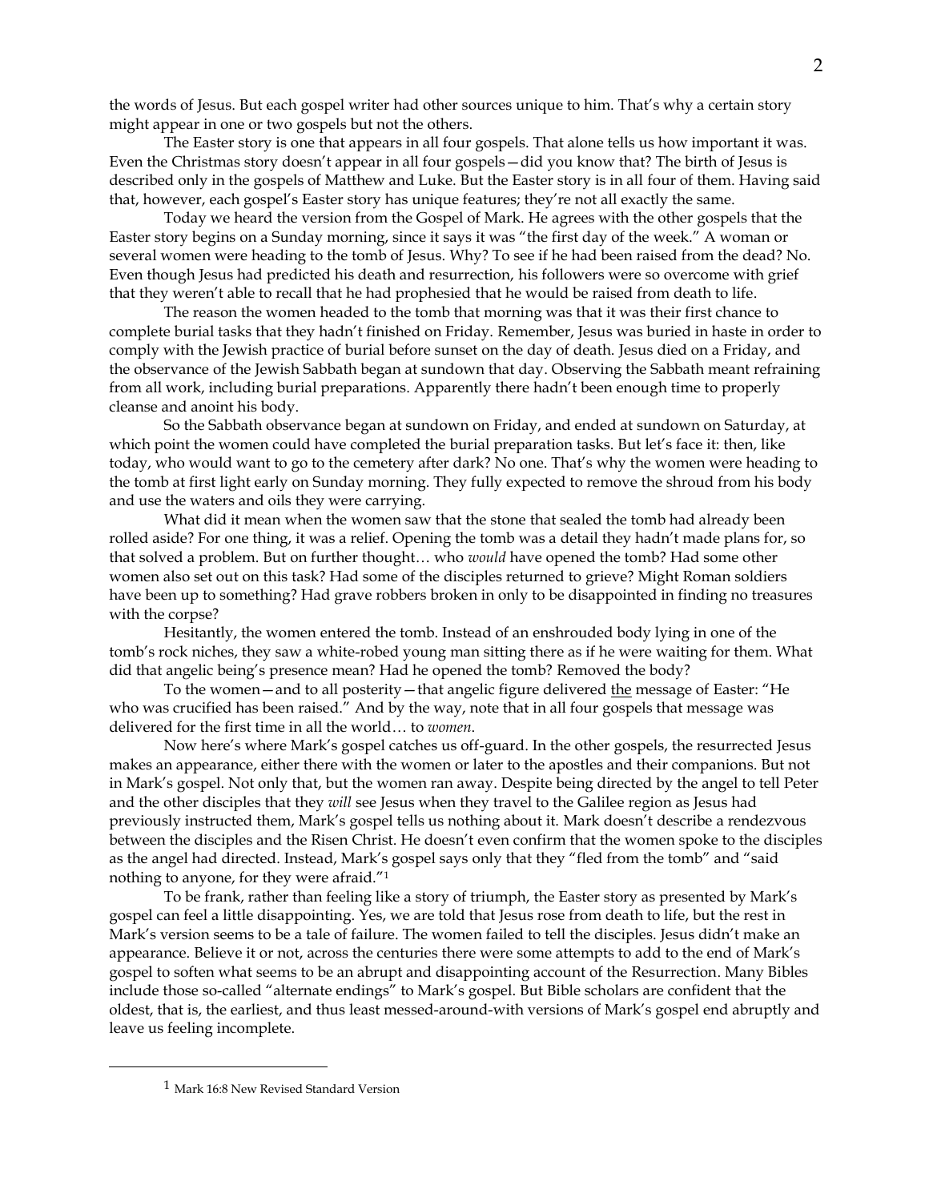the words of Jesus. But each gospel writer had other sources unique to him. That's why a certain story might appear in one or two gospels but not the others.

The Easter story is one that appears in all four gospels. That alone tells us how important it was. Even the Christmas story doesn't appear in all four gospels—did you know that? The birth of Jesus is described only in the gospels of Matthew and Luke. But the Easter story is in all four of them. Having said that, however, each gospel's Easter story has unique features; they're not all exactly the same.

Today we heard the version from the Gospel of Mark. He agrees with the other gospels that the Easter story begins on a Sunday morning, since it says it was "the first day of the week." A woman or several women were heading to the tomb of Jesus. Why? To see if he had been raised from the dead? No. Even though Jesus had predicted his death and resurrection, his followers were so overcome with grief that they weren't able to recall that he had prophesied that he would be raised from death to life.

The reason the women headed to the tomb that morning was that it was their first chance to complete burial tasks that they hadn't finished on Friday. Remember, Jesus was buried in haste in order to comply with the Jewish practice of burial before sunset on the day of death. Jesus died on a Friday, and the observance of the Jewish Sabbath began at sundown that day. Observing the Sabbath meant refraining from all work, including burial preparations. Apparently there hadn't been enough time to properly cleanse and anoint his body.

So the Sabbath observance began at sundown on Friday, and ended at sundown on Saturday, at which point the women could have completed the burial preparation tasks. But let's face it: then, like today, who would want to go to the cemetery after dark? No one. That's why the women were heading to the tomb at first light early on Sunday morning. They fully expected to remove the shroud from his body and use the waters and oils they were carrying.

What did it mean when the women saw that the stone that sealed the tomb had already been rolled aside? For one thing, it was a relief. Opening the tomb was a detail they hadn't made plans for, so that solved a problem. But on further thought… who *would* have opened the tomb? Had some other women also set out on this task? Had some of the disciples returned to grieve? Might Roman soldiers have been up to something? Had grave robbers broken in only to be disappointed in finding no treasures with the corpse?

Hesitantly, the women entered the tomb. Instead of an enshrouded body lying in one of the tomb's rock niches, they saw a white-robed young man sitting there as if he were waiting for them. What did that angelic being's presence mean? Had he opened the tomb? Removed the body?

To the women—and to all posterity—that angelic figure delivered <u>the</u> message of Easter: "He who was crucified has been raised." And by the way, note that in all four gospels that message was delivered for the first time in all the world… to *women*.

Now here's where Mark's gospel catches us off-guard. In the other gospels, the resurrected Jesus makes an appearance, either there with the women or later to the apostles and their companions. But not in Mark's gospel. Not only that, but the women ran away. Despite being directed by the angel to tell Peter and the other disciples that they *will* see Jesus when they travel to the Galilee region as Jesus had previously instructed them, Mark's gospel tells us nothing about it. Mark doesn't describe a rendezvous between the disciples and the Risen Christ. He doesn't even confirm that the women spoke to the disciples as the angel had directed. Instead, Mark's gospel says only that they "fled from the tomb" and "said nothing to anyone, for they were afraid."[1]

To be frank, rather than feeling like a story of triumph, the Easter story as presented by Mark's gospel can feel a little disappointing. Yes, we are told that Jesus rose from death to life, but the rest in Mark's version seems to be a tale of failure. The women failed to tell the disciples. Jesus didn't make an appearance. Believe it or not, across the centuries there were some attempts to add to the end of Mark's gospel to soften what seems to be an abrupt and disappointing account of the Resurrection. Many Bibles include those so-called "alternate endings" to Mark's gospel. But Bible scholars are confident that the oldest, that is, the earliest, and thus least messed-around-with versions of Mark's gospel end abruptly and leave us feeling incomplete.

---

[1] Mark 16:8 New Revised Standard Version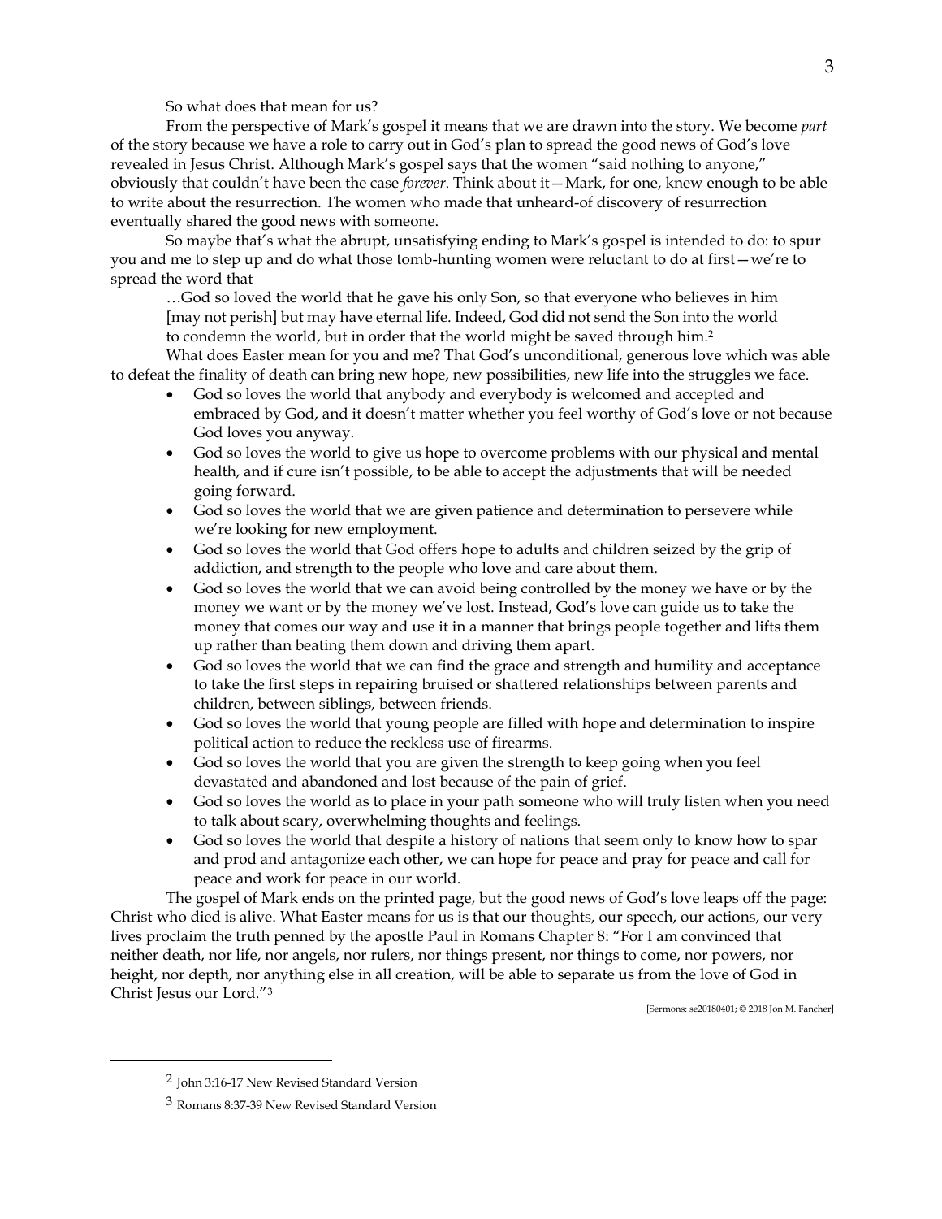So what does that mean for us?

From the perspective of Mark's gospel it means that we are drawn into the story. We become *part* of the story because we have a role to carry out in God's plan to spread the good news of God's love revealed in Jesus Christ. Although Mark's gospel says that the women "said nothing to anyone," obviously that couldn't have been the case *forever*. Think about it—Mark, for one, knew enough to be able to write about the resurrection. The women who made that unheard-of discovery of resurrection eventually shared the good news with someone.

So maybe that's what the abrupt, unsatisfying ending to Mark's gospel is intended to do: to spur you and me to step up and do what those tomb-hunting women were reluctant to do at first—we're to spread the word that

> …God so loved the world that he gave his only Son, so that everyone who believes in him [may not perish] but may have eternal life. Indeed, God did not send the Son into the world to condemn the world, but in order that the world might be saved through him.[2]

What does Easter mean for you and me? That God's unconditional, generous love which was able to defeat the finality of death can bring new hope, new possibilities, new life into the struggles we face.

- God so loves the world that anybody and everybody is welcomed and accepted and embraced by God, and it doesn't matter whether you feel worthy of God's love or not because God loves you anyway.
- God so loves the world to give us hope to overcome problems with our physical and mental health, and if cure isn't possible, to be able to accept the adjustments that will be needed going forward.
- God so loves the world that we are given patience and determination to persevere while we're looking for new employment.
- God so loves the world that God offers hope to adults and children seized by the grip of addiction, and strength to the people who love and care about them.
- God so loves the world that we can avoid being controlled by the money we have or by the money we want or by the money we've lost. Instead, God's love can guide us to take the money that comes our way and use it in a manner that brings people together and lifts them up rather than beating them down and driving them apart.
- God so loves the world that we can find the grace and strength and humility and acceptance to take the first steps in repairing bruised or shattered relationships between parents and children, between siblings, between friends.
- God so loves the world that young people are filled with hope and determination to inspire political action to reduce the reckless use of firearms.
- God so loves the world that you are given the strength to keep going when you feel devastated and abandoned and lost because of the pain of grief.
- God so loves the world as to place in your path someone who will truly listen when you need to talk about scary, overwhelming thoughts and feelings.
- God so loves the world that despite a history of nations that seem only to know how to spar and prod and antagonize each other, we can hope for peace and pray for peace and call for peace and work for peace in our world.

The gospel of Mark ends on the printed page, but the good news of God's love leaps off the page: Christ who died is alive. What Easter means for us is that our thoughts, our speech, our actions, our very lives proclaim the truth penned by the apostle Paul in Romans Chapter 8: "For I am convinced that neither death, nor life, nor angels, nor rulers, nor things present, nor things to come, nor powers, nor height, nor depth, nor anything else in all creation, will be able to separate us from the love of God in Christ Jesus our Lord."[3]

[Sermons: se20180401; © 2018 Jon M. Fancher]

---

[2] John 3:16-17 New Revised Standard Version

[3] Romans 8:37-39 New Revised Standard Version